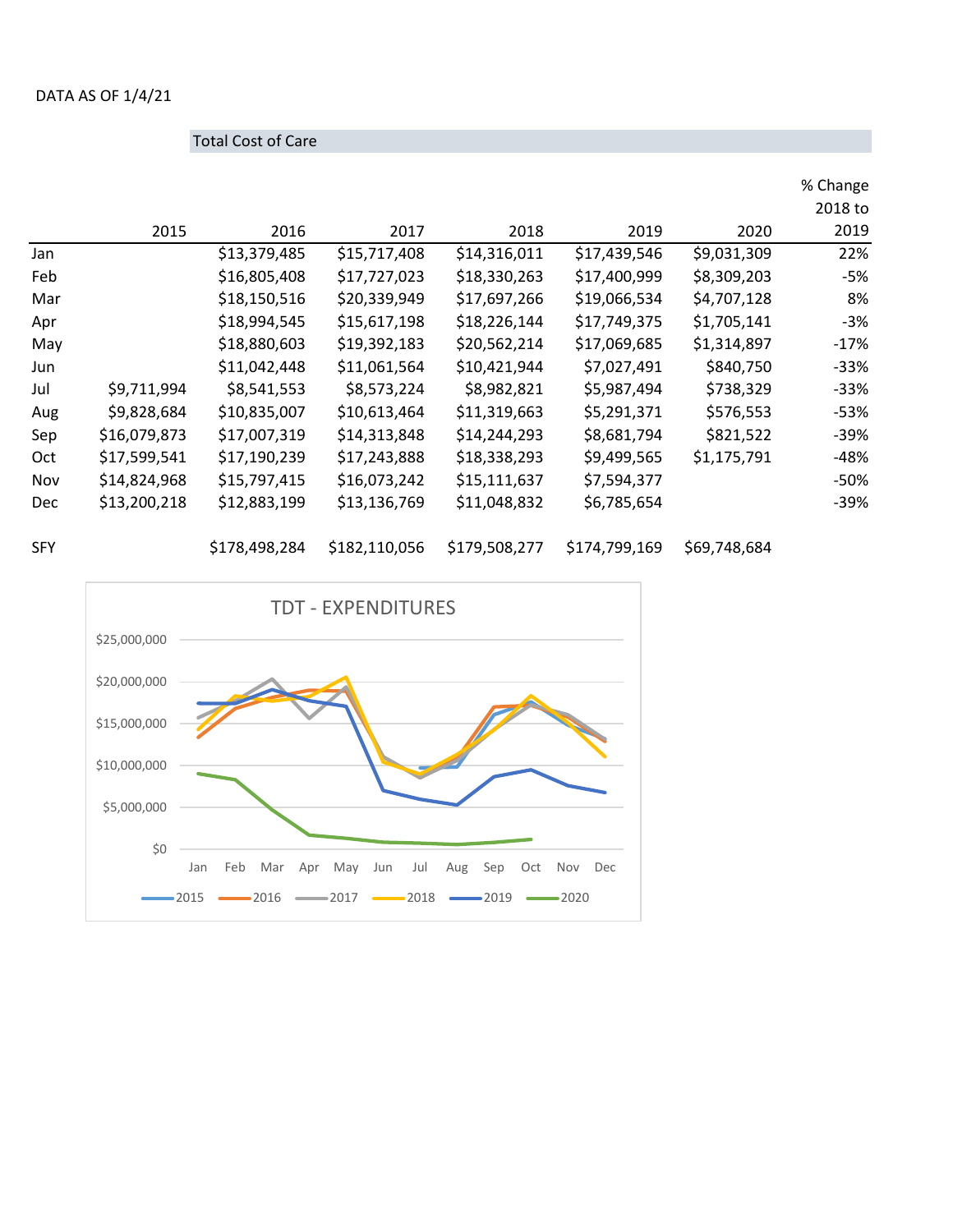DATA AS OF 1/4/21

## Total Cost of Care

| | 2015 | 2016 | 2017 | 2018 | 2019 | 2020 | % Change 2018 to 2019 |
|---|---|---|---|---|---|---|---|
| Jan | | $13,379,485 | $15,717,408 | $14,316,011 | $17,439,546 | $9,031,309 | 22% |
| Feb | | $16,805,408 | $17,727,023 | $18,330,263 | $17,400,999 | $8,309,203 | -5% |
| Mar | | $18,150,516 | $20,339,949 | $17,697,266 | $19,066,534 | $4,707,128 | 8% |
| Apr | | $18,994,545 | $15,617,198 | $18,226,144 | $17,749,375 | $1,705,141 | -3% |
| May | | $18,880,603 | $19,392,183 | $20,562,214 | $17,069,685 | $1,314,897 | -17% |
| Jun | | $11,042,448 | $11,061,564 | $10,421,944 | $7,027,491 | $840,750 | -33% |
| Jul | $9,711,994 | $8,541,553 | $8,573,224 | $8,982,821 | $5,987,494 | $738,329 | -33% |
| Aug | $9,828,684 | $10,835,007 | $10,613,464 | $11,319,663 | $5,291,371 | $576,553 | -53% |
| Sep | $16,079,873 | $17,007,319 | $14,313,848 | $14,244,293 | $8,681,794 | $821,522 | -39% |
| Oct | $17,599,541 | $17,190,239 | $17,243,888 | $18,338,293 | $9,499,565 | $1,175,791 | -48% |
| Nov | $14,824,968 | $15,797,415 | $16,073,242 | $15,111,637 | $7,594,377 | | -50% |
| Dec | $13,200,218 | $12,883,199 | $13,136,769 | $11,048,832 | $6,785,654 | | -39% |
| SFY | | $178,498,284 | $182,110,056 | $179,508,277 | $174,799,169 | $69,748,684 | |

TDT - EXPENDITURES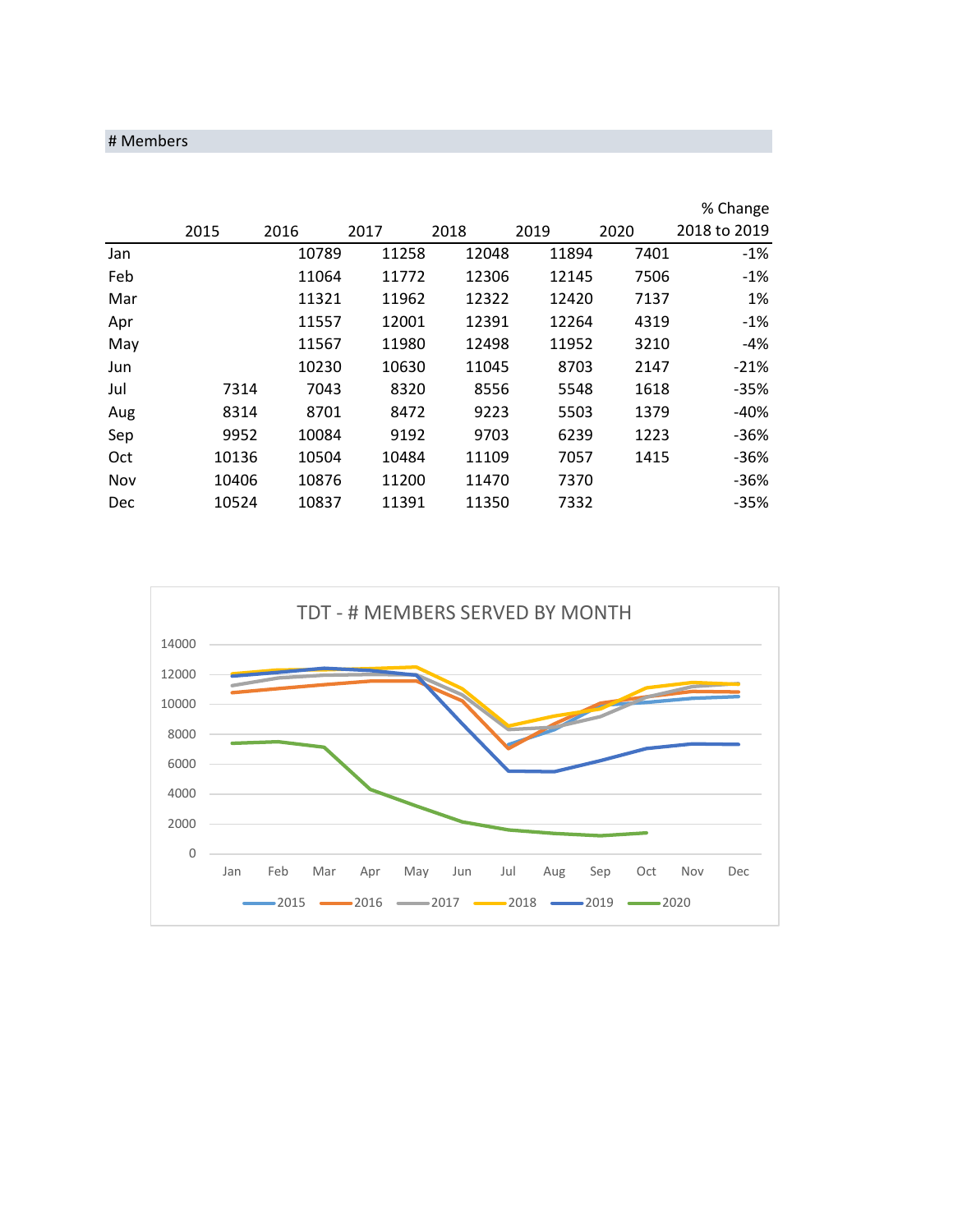# Members

| | 2015 | 2016 | 2017 | 2018 | 2019 | 2020 | % Change 2018 to 2019 |
|---|---|---|---|---|---|---|---|
| Jan | | 10789 | 11258 | 12048 | 11894 | 7401 | -1% |
| Feb | | 11064 | 11772 | 12306 | 12145 | 7506 | -1% |
| Mar | | 11321 | 11962 | 12322 | 12420 | 7137 | 1% |
| Apr | | 11557 | 12001 | 12391 | 12264 | 4319 | -1% |
| May | | 11567 | 11980 | 12498 | 11952 | 3210 | -4% |
| Jun | | 10230 | 10630 | 11045 | 8703 | 2147 | -21% |
| Jul | 7314 | 7043 | 8320 | 8556 | 5548 | 1618 | -35% |
| Aug | 8314 | 8701 | 8472 | 9223 | 5503 | 1379 | -40% |
| Sep | 9952 | 10084 | 9192 | 9703 | 6239 | 1223 | -36% |
| Oct | 10136 | 10504 | 10484 | 11109 | 7057 | 1415 | -36% |
| Nov | 10406 | 10876 | 11200 | 11470 | 7370 | | -36% |
| Dec | 10524 | 10837 | 11391 | 11350 | 7332 | | -35% |

TDT - # MEMBERS SERVED BY MONTH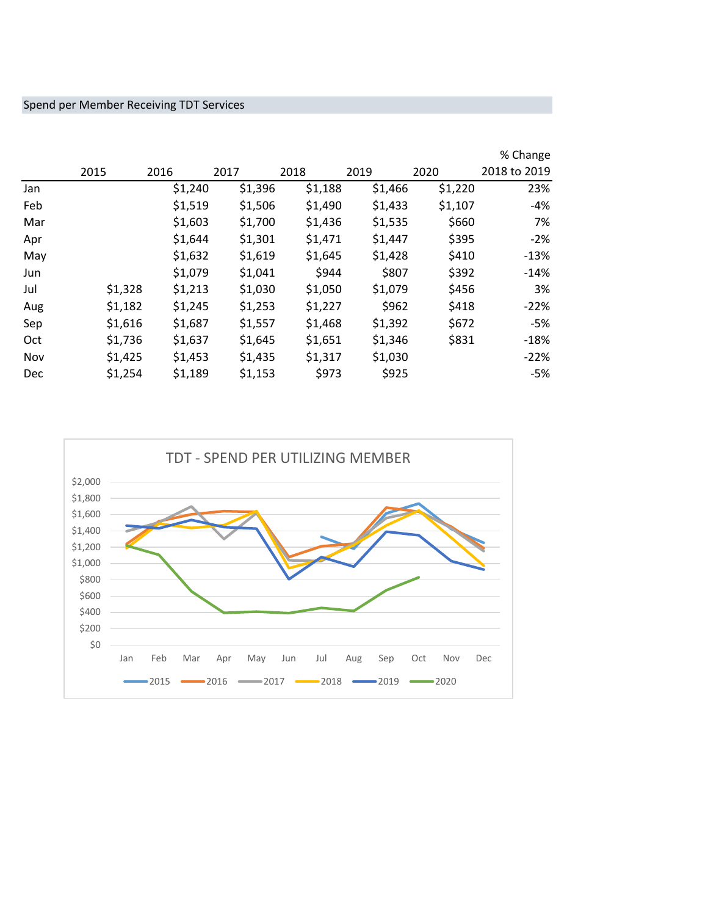Spend per Member Receiving TDT Services

| | 2015 | 2016 | 2017 | 2018 | 2019 | 2020 | % Change 2018 to 2019 |
|---|---|---|---|---|---|---|---|
| Jan | | $1,240 | $1,396 | $1,188 | $1,466 | $1,220 | 23% |
| Feb | | $1,519 | $1,506 | $1,490 | $1,433 | $1,107 | -4% |
| Mar | | $1,603 | $1,700 | $1,436 | $1,535 | $660 | 7% |
| Apr | | $1,644 | $1,301 | $1,471 | $1,447 | $395 | -2% |
| May | | $1,632 | $1,619 | $1,645 | $1,428 | $410 | -13% |
| Jun | | $1,079 | $1,041 | $944 | $807 | $392 | -14% |
| Jul | $1,328 | $1,213 | $1,030 | $1,050 | $1,079 | $456 | 3% |
| Aug | $1,182 | $1,245 | $1,253 | $1,227 | $962 | $418 | -22% |
| Sep | $1,616 | $1,687 | $1,557 | $1,468 | $1,392 | $672 | -5% |
| Oct | $1,736 | $1,637 | $1,645 | $1,651 | $1,346 | $831 | -18% |
| Nov | $1,425 | $1,453 | $1,435 | $1,317 | $1,030 | | -22% |
| Dec | $1,254 | $1,189 | $1,153 | $973 | $925 | | -5% |

TDT - SPEND PER UTILIZING MEMBER

$2,000
$1,800
$1,600
$1,400
$1,200
$1,000
$800
$600
$400
$200
$0

Jan Feb Mar Apr May Jun Jul Aug Sep Oct Nov Dec

2015 2016 2017 2018 2019 2020